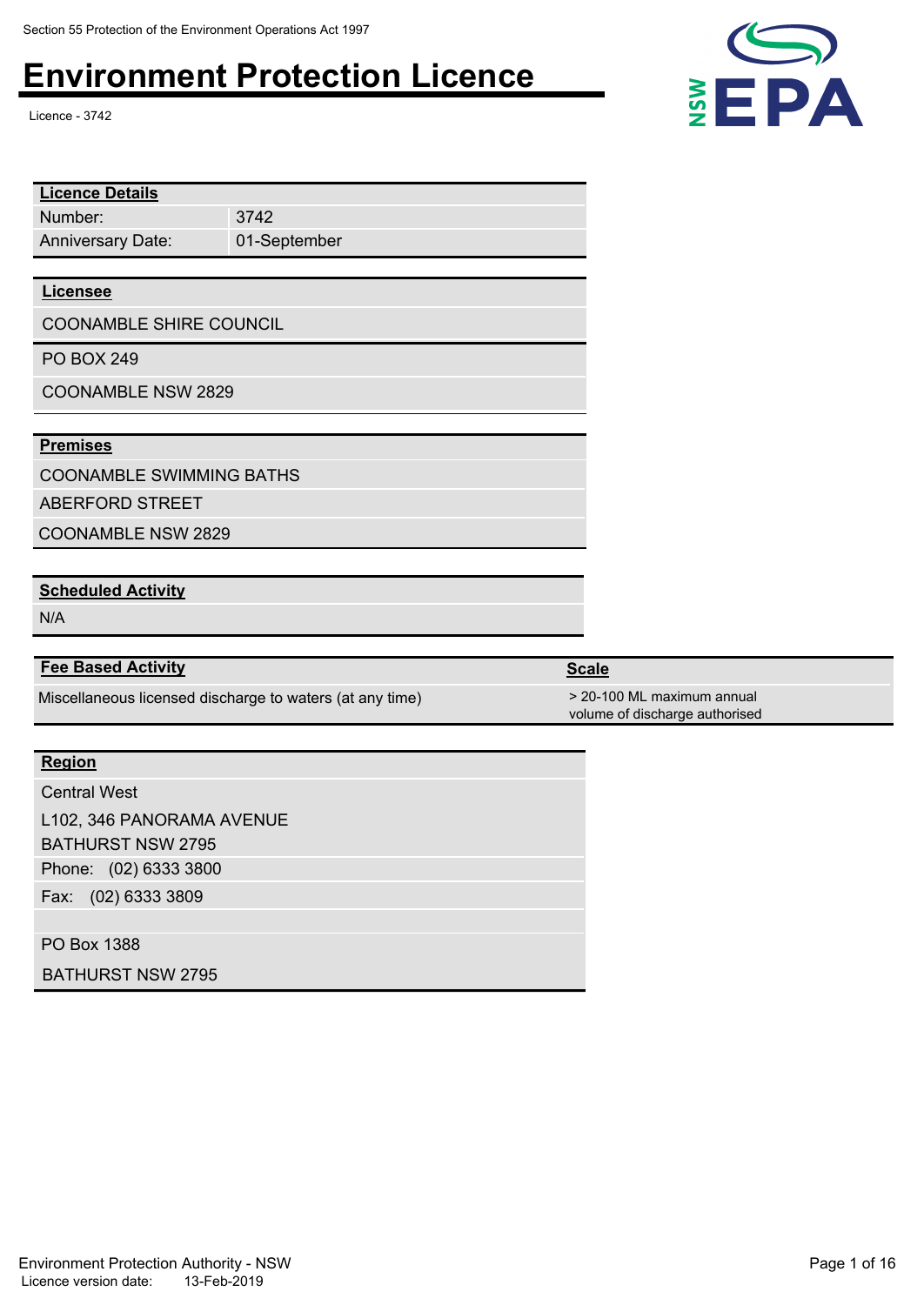Section 55 Protection of the Environment Operations Act 1997

# Environment Protection Licence

Licence - 3742

| Licence Details | |
|---|---|
| Number: | 3742 |
| Anniversary Date: | 01-September |

**Licensee**

COONAMBLE SHIRE COUNCIL

PO BOX 249

COONAMBLE NSW 2829

**Premises**

COONAMBLE SWIMMING BATHS

ABERFORD STREET

COONAMBLE NSW 2829

**Scheduled Activity**

N/A

| Fee Based Activity | Scale |
|---|---|
| Miscellaneous licensed discharge to waters (at any time) | > 20-100 ML maximum annual volume of discharge authorised |

**Region**

Central West

L102, 346 PANORAMA AVENUE

BATHURST NSW 2795

Phone: (02) 6333 3800

Fax: (02) 6333 3809

PO Box 1388

BATHURST NSW 2795

Environment Protection Authority - NSW

Licence version date: 13-Feb-2019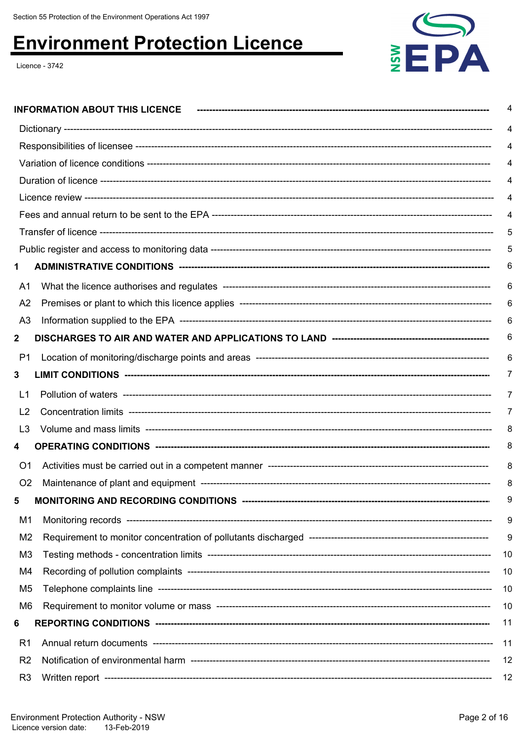Section 55 Protection of the Environment Operations Act 1997

# Environment Protection Licence

Licence - 3742

| | |
|---|---|
| **INFORMATION ABOUT THIS LICENCE** | 4 |
| Dictionary | 4 |
| Responsibilities of licensee | 4 |
| Variation of licence conditions | 4 |
| Duration of licence | 4 |
| Licence review | 4 |
| Fees and annual return to be sent to the EPA | 4 |
| Transfer of licence | 5 |
| Public register and access to monitoring data | 5 |
| **1 ADMINISTRATIVE CONDITIONS** | 6 |
| A1 What the licence authorises and regulates | 6 |
| A2 Premises or plant to which this licence applies | 6 |
| A3 Information supplied to the EPA | 6 |
| **2 DISCHARGES TO AIR AND WATER AND APPLICATIONS TO LAND** | 6 |
| P1 Location of monitoring/discharge points and areas | 6 |
| **3 LIMIT CONDITIONS** | 7 |
| L1 Pollution of waters | 7 |
| L2 Concentration limits | 7 |
| L3 Volume and mass limits | 8 |
| **4 OPERATING CONDITIONS** | 8 |
| O1 Activities must be carried out in a competent manner | 8 |
| O2 Maintenance of plant and equipment | 8 |
| **5 MONITORING AND RECORDING CONDITIONS** | 9 |
| M1 Monitoring records | 9 |
| M2 Requirement to monitor concentration of pollutants discharged | 9 |
| M3 Testing methods - concentration limits | 10 |
| M4 Recording of pollution complaints | 10 |
| M5 Telephone complaints line | 10 |
| M6 Requirement to monitor volume or mass | 10 |
| **6 REPORTING CONDITIONS** | 11 |
| R1 Annual return documents | 11 |
| R2 Notification of environmental harm | 12 |
| R3 Written report | 12 |

Environment Protection Authority - NSW
Licence version date: 13-Feb-2019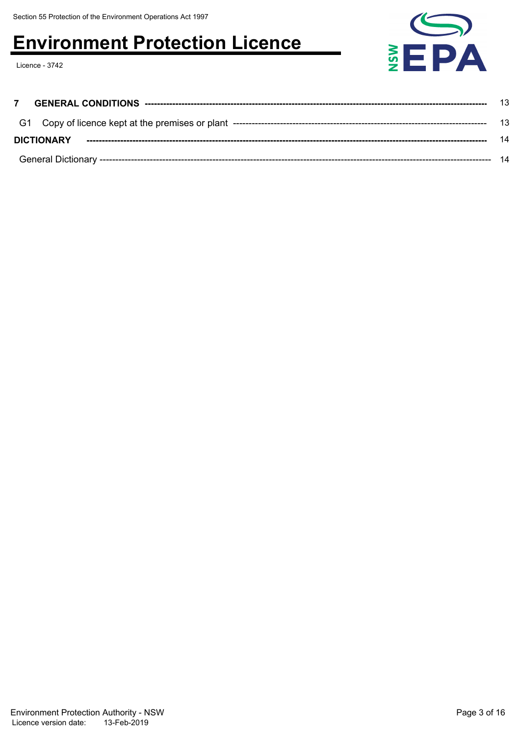| | | |
|---|---|---|
| **7** | **GENERAL CONDITIONS** | 13 |
| G1 | Copy of licence kept at the premises or plant | 13 |
| **DICTIONARY** | | 14 |
| | General Dictionary | 14 |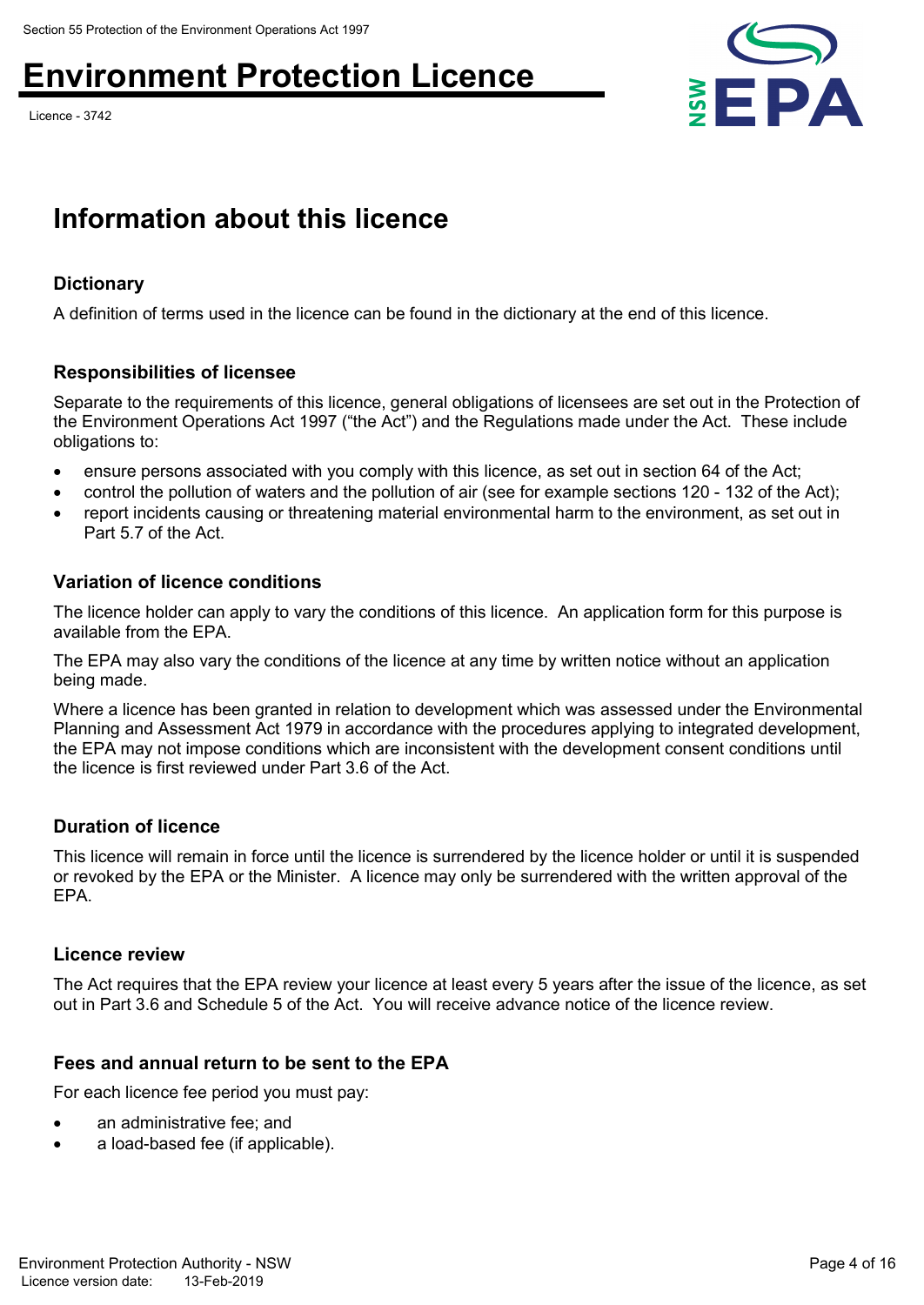## Information about this licence

### Dictionary

A definition of terms used in the licence can be found in the dictionary at the end of this licence.

### Responsibilities of licensee

Separate to the requirements of this licence, general obligations of licensees are set out in the Protection of the Environment Operations Act 1997 ("the Act") and the Regulations made under the Act. These include obligations to:

- ensure persons associated with you comply with this licence, as set out in section 64 of the Act;
- control the pollution of waters and the pollution of air (see for example sections 120 - 132 of the Act);
- report incidents causing or threatening material environmental harm to the environment, as set out in Part 5.7 of the Act.

### Variation of licence conditions

The licence holder can apply to vary the conditions of this licence. An application form for this purpose is available from the EPA.

The EPA may also vary the conditions of the licence at any time by written notice without an application being made.

Where a licence has been granted in relation to development which was assessed under the Environmental Planning and Assessment Act 1979 in accordance with the procedures applying to integrated development, the EPA may not impose conditions which are inconsistent with the development consent conditions until the licence is first reviewed under Part 3.6 of the Act.

### Duration of licence

This licence will remain in force until the licence is surrendered by the licence holder or until it is suspended or revoked by the EPA or the Minister. A licence may only be surrendered with the written approval of the EPA.

### Licence review

The Act requires that the EPA review your licence at least every 5 years after the issue of the licence, as set out in Part 3.6 and Schedule 5 of the Act. You will receive advance notice of the licence review.

### Fees and annual return to be sent to the EPA

For each licence fee period you must pay:

- an administrative fee; and
- a load-based fee (if applicable).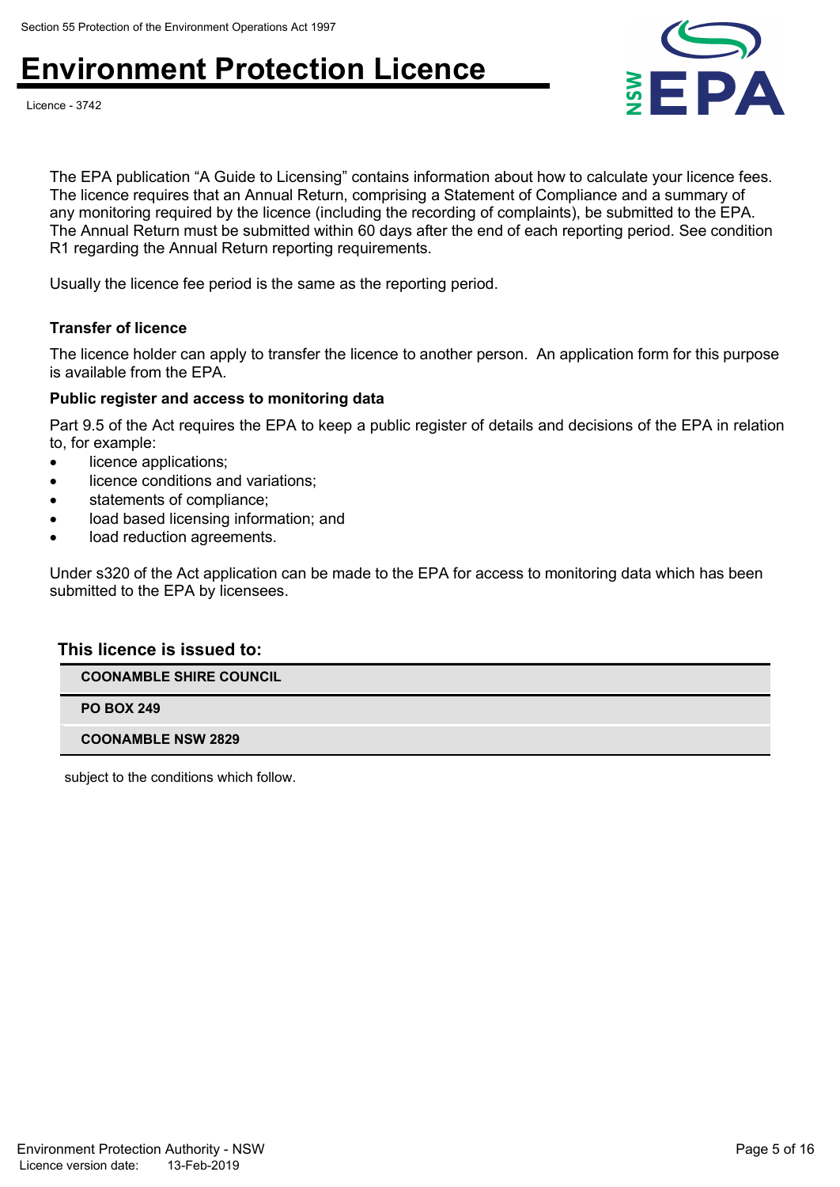The EPA publication “A Guide to Licensing” contains information about how to calculate your licence fees. The licence requires that an Annual Return, comprising a Statement of Compliance and a summary of any monitoring required by the licence (including the recording of complaints), be submitted to the EPA. The Annual Return must be submitted within 60 days after the end of each reporting period. See condition R1 regarding the Annual Return reporting requirements.

Usually the licence fee period is the same as the reporting period.

### Transfer of licence

The licence holder can apply to transfer the licence to another person. An application form for this purpose is available from the EPA.

### Public register and access to monitoring data

Part 9.5 of the Act requires the EPA to keep a public register of details and decisions of the EPA in relation to, for example:

- licence applications;
- licence conditions and variations;
- statements of compliance;
- load based licensing information; and
- load reduction agreements.

Under s320 of the Act application can be made to the EPA for access to monitoring data which has been submitted to the EPA by licensees.

### This licence is issued to:

| |
|---|
| **COONAMBLE SHIRE COUNCIL** |
| **PO BOX 249** |
| **COONAMBLE NSW 2829** |

subject to the conditions which follow.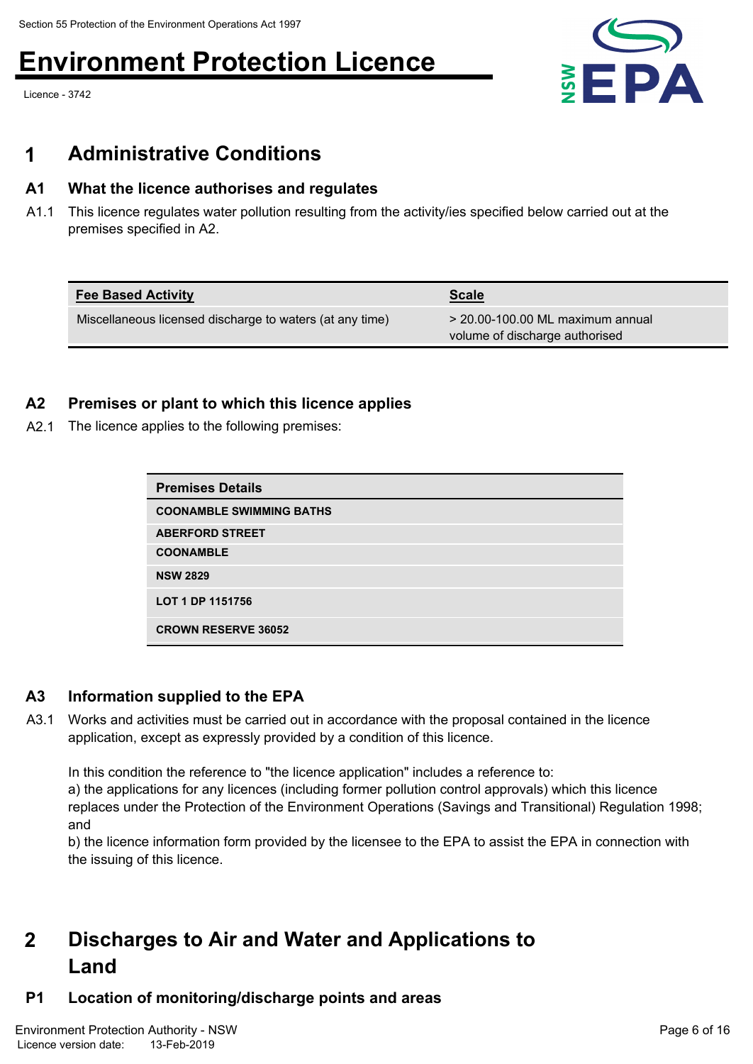# 1 Administrative Conditions

## A1 What the licence authorises and regulates

A1.1 This licence regulates water pollution resulting from the activity/ies specified below carried out at the premises specified in A2.

| Fee Based Activity | Scale |
| --- | --- |
| Miscellaneous licensed discharge to waters (at any time) | > 20.00-100.00 ML maximum annual volume of discharge authorised |

## A2 Premises or plant to which this licence applies

A2.1 The licence applies to the following premises:

| Premises Details |
| --- |
| COONAMBLE SWIMMING BATHS |
| ABERFORD STREET |
| COONAMBLE |
| NSW 2829 |
| LOT 1 DP 1151756 |
| CROWN RESERVE 36052 |

## A3 Information supplied to the EPA

A3.1 Works and activities must be carried out in accordance with the proposal contained in the licence application, except as expressly provided by a condition of this licence.

In this condition the reference to "the licence application" includes a reference to:
a) the applications for any licences (including former pollution control approvals) which this licence replaces under the Protection of the Environment Operations (Savings and Transitional) Regulation 1998; and
b) the licence information form provided by the licensee to the EPA to assist the EPA in connection with the issuing of this licence.

# 2 Discharges to Air and Water and Applications to Land

## P1 Location of monitoring/discharge points and areas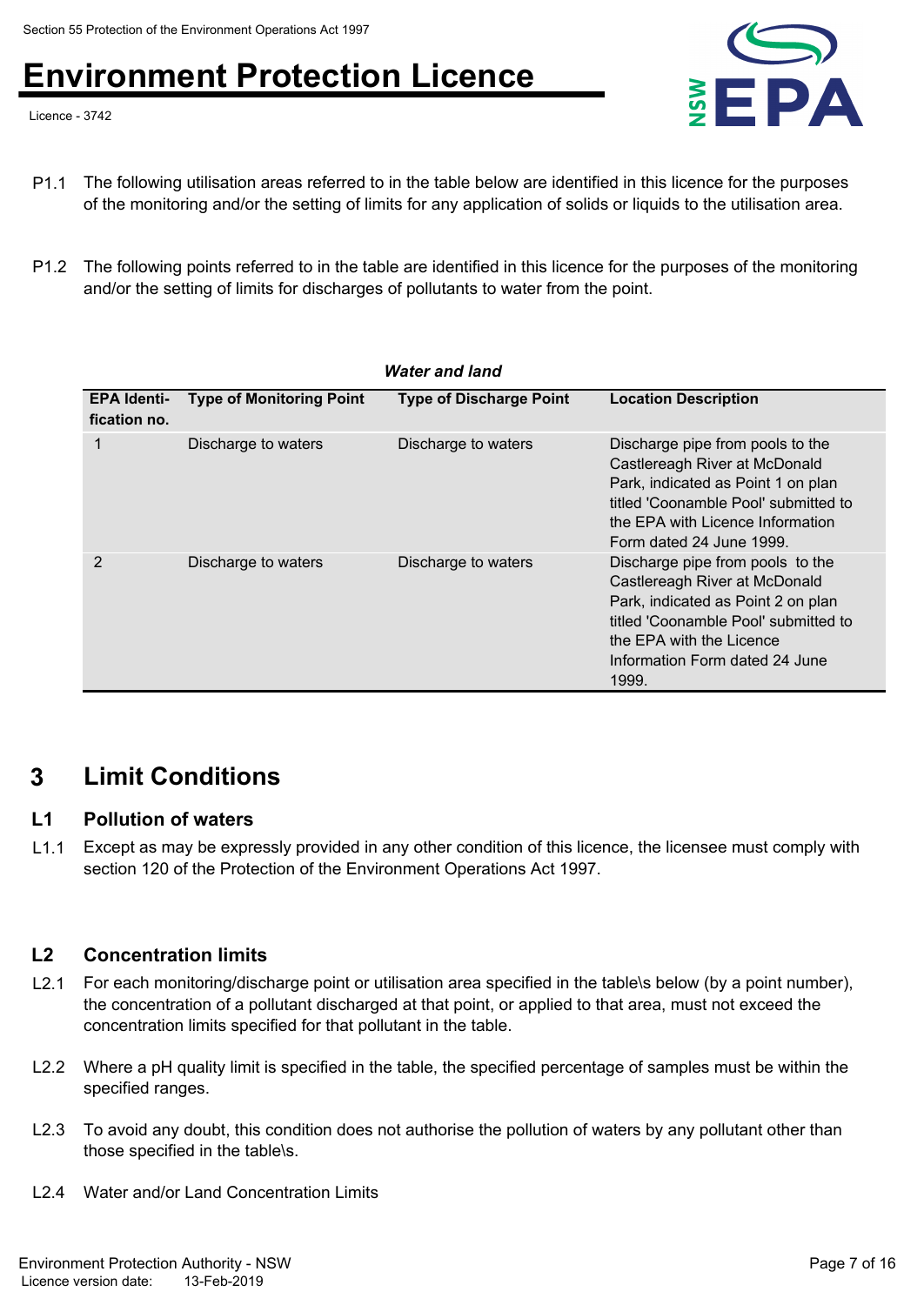P1.1 The following utilisation areas referred to in the table below are identified in this licence for the purposes of the monitoring and/or the setting of limits for any application of solids or liquids to the utilisation area.

P1.2 The following points referred to in the table are identified in this licence for the purposes of the monitoring and/or the setting of limits for discharges of pollutants to water from the point.

***Water and land***

| EPA Identi-fication no. | Type of Monitoring Point | Type of Discharge Point | Location Description |
|---|---|---|---|
| 1 | Discharge to waters | Discharge to waters | Discharge pipe from pools to the Castlereagh River at McDonald Park, indicated as Point 1 on plan titled 'Coonamble Pool' submitted to the EPA with Licence Information Form dated 24 June 1999. |
| 2 | Discharge to waters | Discharge to waters | Discharge pipe from pools  to the Castlereagh River at McDonald Park, indicated as Point 2 on plan titled 'Coonamble Pool' submitted to the EPA with the Licence Information Form dated 24 June 1999. |

# 3 Limit Conditions

## L1 Pollution of waters

L1.1 Except as may be expressly provided in any other condition of this licence, the licensee must comply with section 120 of the Protection of the Environment Operations Act 1997.

## L2 Concentration limits

L2.1 For each monitoring/discharge point or utilisation area specified in the table\s below (by a point number), the concentration of a pollutant discharged at that point, or applied to that area, must not exceed the concentration limits specified for that pollutant in the table.

L2.2 Where a pH quality limit is specified in the table, the specified percentage of samples must be within the specified ranges.

L2.3 To avoid any doubt, this condition does not authorise the pollution of waters by any pollutant other than those specified in the table\s.

L2.4 Water and/or Land Concentration Limits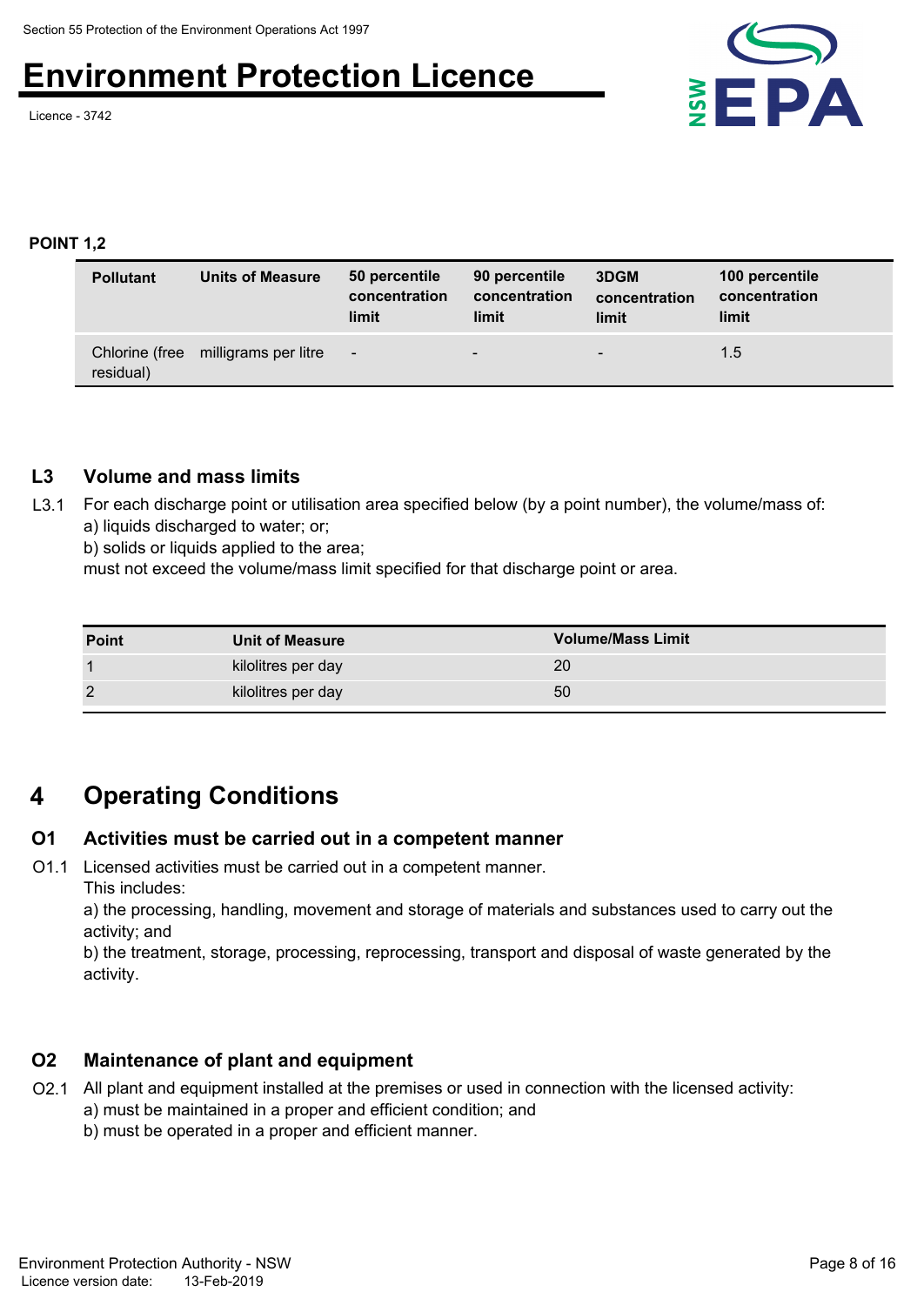**POINT 1,2**

| Pollutant | Units of Measure | 50 percentile concentration limit | 90 percentile concentration limit | 3DGM concentration limit | 100 percentile concentration limit |
|---|---|---|---|---|---|
| Chlorine (free residual) | milligrams per litre | - | - | - | 1.5 |

## L3 Volume and mass limits

L3.1 For each discharge point or utilisation area specified below (by a point number), the volume/mass of:
a) liquids discharged to water; or;
b) solids or liquids applied to the area;
must not exceed the volume/mass limit specified for that discharge point or area.

| Point | Unit of Measure | Volume/Mass Limit |
|---|---|---|
| 1 | kilolitres per day | 20 |
| 2 | kilolitres per day | 50 |

# 4 Operating Conditions

## O1 Activities must be carried out in a competent manner

O1.1 Licensed activities must be carried out in a competent manner.
This includes:
a) the processing, handling, movement and storage of materials and substances used to carry out the activity; and
b) the treatment, storage, processing, reprocessing, transport and disposal of waste generated by the activity.

## O2 Maintenance of plant and equipment

O2.1 All plant and equipment installed at the premises or used in connection with the licensed activity:
a) must be maintained in a proper and efficient condition; and
b) must be operated in a proper and efficient manner.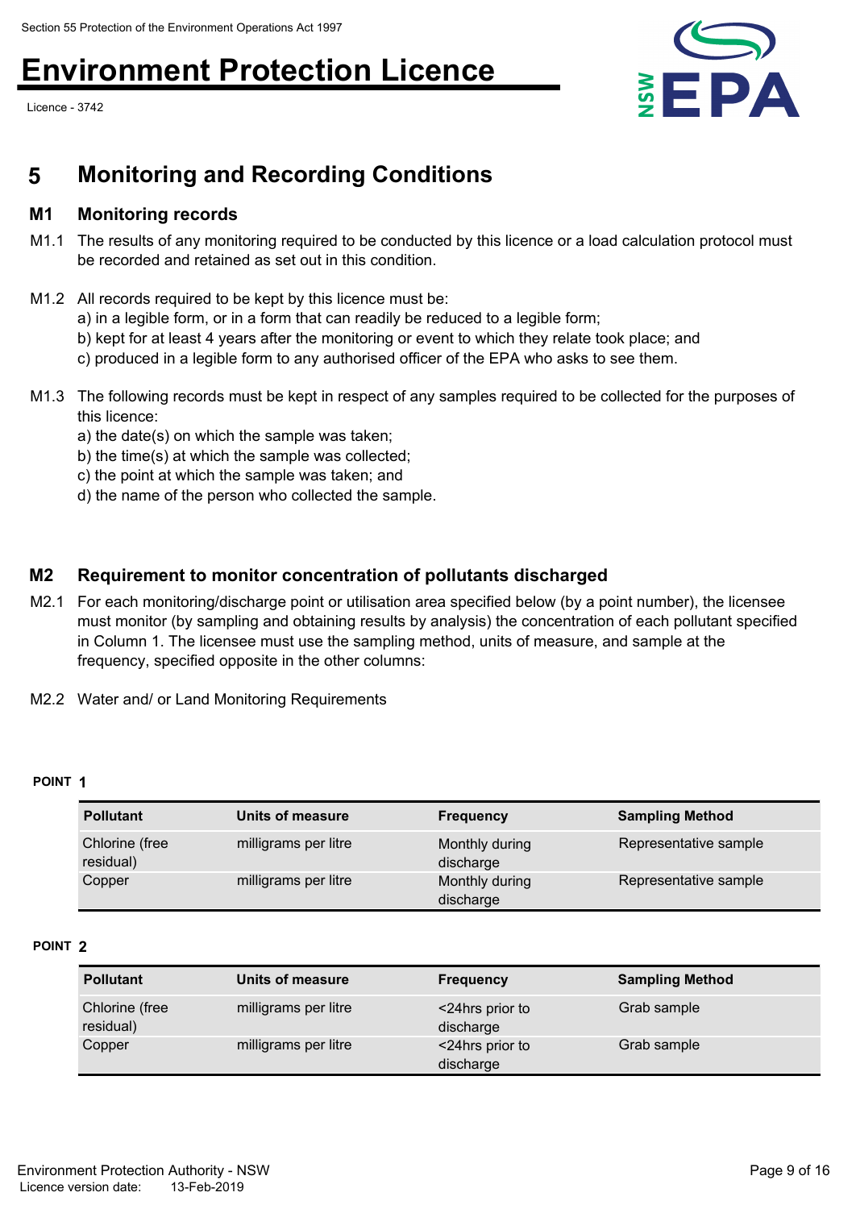# 5 Monitoring and Recording Conditions

## M1 Monitoring records

M1.1 The results of any monitoring required to be conducted by this licence or a load calculation protocol must be recorded and retained as set out in this condition.

M1.2 All records required to be kept by this licence must be:
a) in a legible form, or in a form that can readily be reduced to a legible form;
b) kept for at least 4 years after the monitoring or event to which they relate took place; and
c) produced in a legible form to any authorised officer of the EPA who asks to see them.

M1.3 The following records must be kept in respect of any samples required to be collected for the purposes of this licence:
a) the date(s) on which the sample was taken;
b) the time(s) at which the sample was collected;
c) the point at which the sample was taken; and
d) the name of the person who collected the sample.

## M2 Requirement to monitor concentration of pollutants discharged

M2.1 For each monitoring/discharge point or utilisation area specified below (by a point number), the licensee must monitor (by sampling and obtaining results by analysis) the concentration of each pollutant specified in Column 1. The licensee must use the sampling method, units of measure, and sample at the frequency, specified opposite in the other columns:

M2.2 Water and/ or Land Monitoring Requirements

**POINT 1**

| Pollutant | Units of measure | Frequency | Sampling Method |
|---|---|---|---|
| Chlorine (free residual) | milligrams per litre | Monthly during discharge | Representative sample |
| Copper | milligrams per litre | Monthly during discharge | Representative sample |

**POINT 2**

| Pollutant | Units of measure | Frequency | Sampling Method |
|---|---|---|---|
| Chlorine (free residual) | milligrams per litre | <24hrs prior to discharge | Grab sample |
| Copper | milligrams per litre | <24hrs prior to discharge | Grab sample |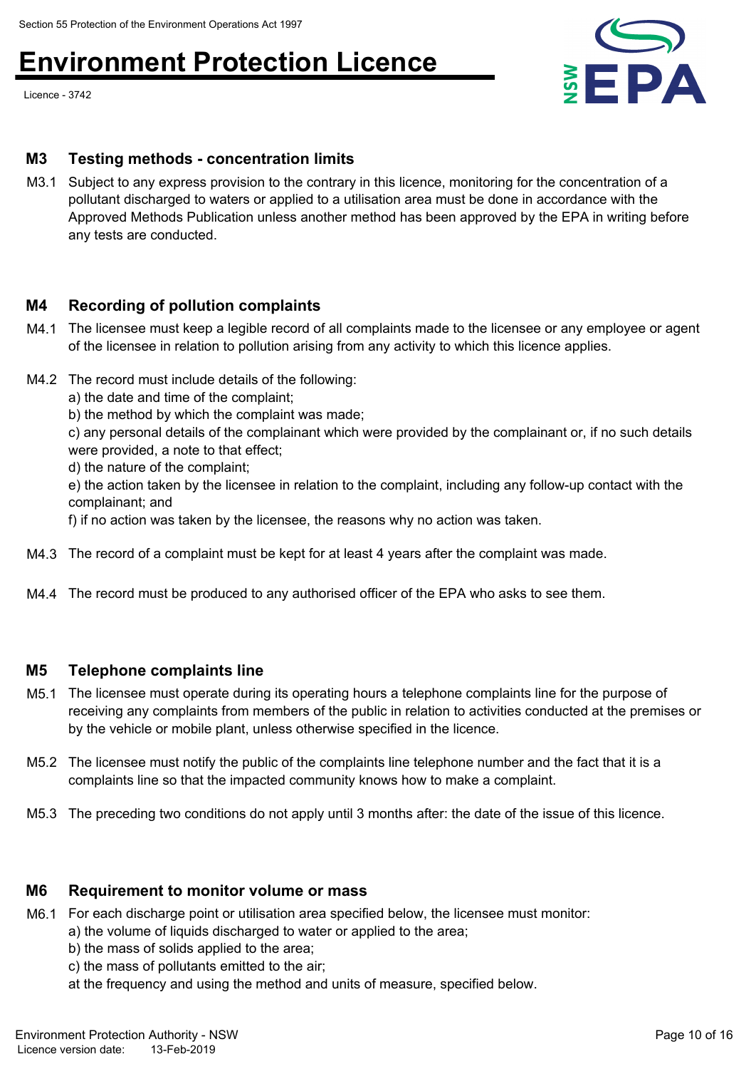## M3 Testing methods - concentration limits

M3.1 Subject to any express provision to the contrary in this licence, monitoring for the concentration of a pollutant discharged to waters or applied to a utilisation area must be done in accordance with the Approved Methods Publication unless another method has been approved by the EPA in writing before any tests are conducted.

## M4 Recording of pollution complaints

M4.1 The licensee must keep a legible record of all complaints made to the licensee or any employee or agent of the licensee in relation to pollution arising from any activity to which this licence applies.

M4.2 The record must include details of the following:
a) the date and time of the complaint;
b) the method by which the complaint was made;
c) any personal details of the complainant which were provided by the complainant or, if no such details were provided, a note to that effect;
d) the nature of the complaint;
e) the action taken by the licensee in relation to the complaint, including any follow-up contact with the complainant; and
f) if no action was taken by the licensee, the reasons why no action was taken.

M4.3 The record of a complaint must be kept for at least 4 years after the complaint was made.

M4.4 The record must be produced to any authorised officer of the EPA who asks to see them.

## M5 Telephone complaints line

M5.1 The licensee must operate during its operating hours a telephone complaints line for the purpose of receiving any complaints from members of the public in relation to activities conducted at the premises or by the vehicle or mobile plant, unless otherwise specified in the licence.

M5.2 The licensee must notify the public of the complaints line telephone number and the fact that it is a complaints line so that the impacted community knows how to make a complaint.

M5.3 The preceding two conditions do not apply until 3 months after: the date of the issue of this licence.

## M6 Requirement to monitor volume or mass

M6.1 For each discharge point or utilisation area specified below, the licensee must monitor:
a) the volume of liquids discharged to water or applied to the area;
b) the mass of solids applied to the area;
c) the mass of pollutants emitted to the air;
at the frequency and using the method and units of measure, specified below.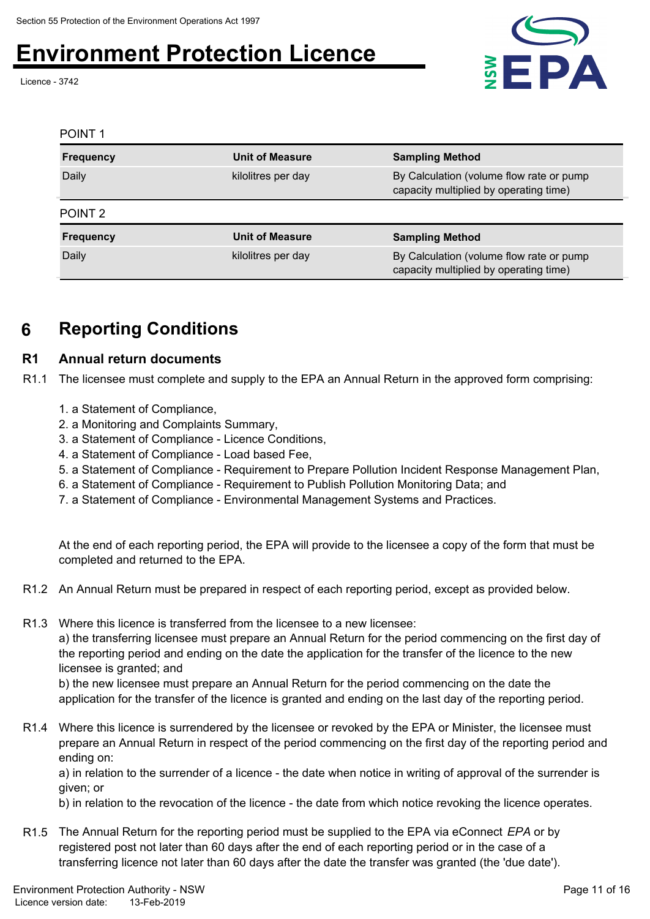POINT 1

| Frequency | Unit of Measure | Sampling Method |
| --- | --- | --- |
| Daily | kilolitres per day | By Calculation (volume flow rate or pump capacity multiplied by operating time) |

POINT 2

| Frequency | Unit of Measure | Sampling Method |
| --- | --- | --- |
| Daily | kilolitres per day | By Calculation (volume flow rate or pump capacity multiplied by operating time) |

# 6 Reporting Conditions

## R1 Annual return documents

R1.1 The licensee must complete and supply to the EPA an Annual Return in the approved form comprising:

1. a Statement of Compliance,
2. a Monitoring and Complaints Summary,
3. a Statement of Compliance - Licence Conditions,
4. a Statement of Compliance - Load based Fee,
5. a Statement of Compliance - Requirement to Prepare Pollution Incident Response Management Plan,
6. a Statement of Compliance - Requirement to Publish Pollution Monitoring Data; and
7. a Statement of Compliance - Environmental Management Systems and Practices.

At the end of each reporting period, the EPA will provide to the licensee a copy of the form that must be completed and returned to the EPA.

R1.2 An Annual Return must be prepared in respect of each reporting period, except as provided below.

R1.3 Where this licence is transferred from the licensee to a new licensee:
a) the transferring licensee must prepare an Annual Return for the period commencing on the first day of the reporting period and ending on the date the application for the transfer of the licence to the new licensee is granted; and
b) the new licensee must prepare an Annual Return for the period commencing on the date the application for the transfer of the licence is granted and ending on the last day of the reporting period.

R1.4 Where this licence is surrendered by the licensee or revoked by the EPA or Minister, the licensee must prepare an Annual Return in respect of the period commencing on the first day of the reporting period and ending on:
a) in relation to the surrender of a licence - the date when notice in writing of approval of the surrender is given; or
b) in relation to the revocation of the licence - the date from which notice revoking the licence operates.

R1.5 The Annual Return for the reporting period must be supplied to the EPA via eConnect *EPA* or by registered post not later than 60 days after the end of each reporting period or in the case of a transferring licence not later than 60 days after the date the transfer was granted (the 'due date').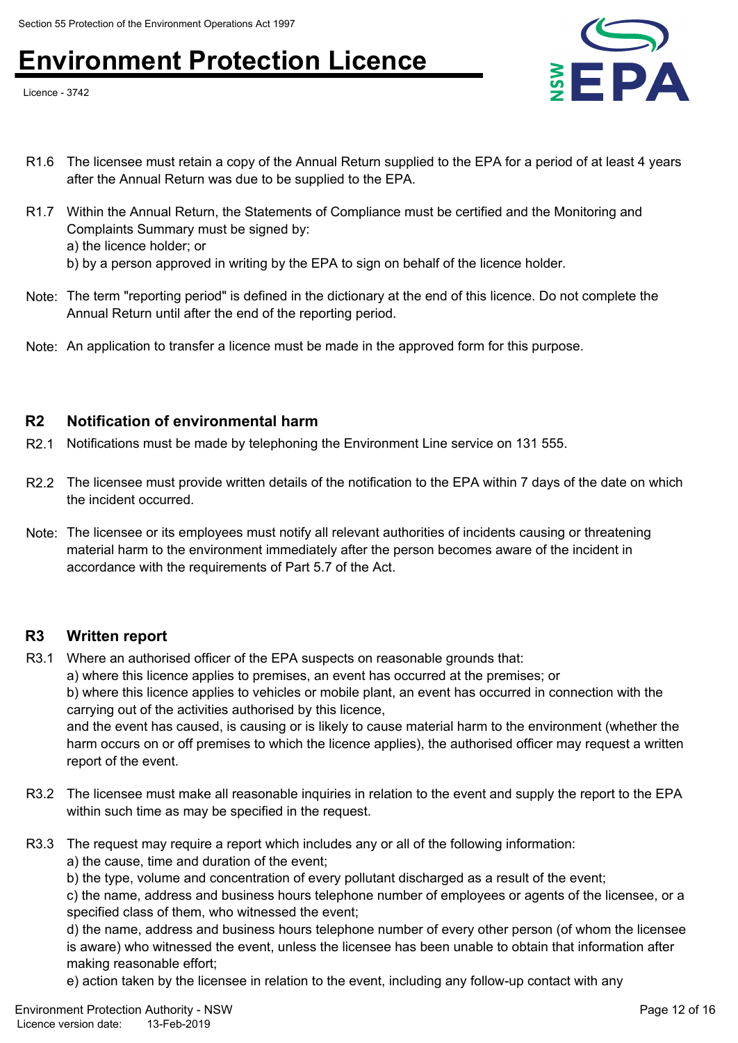R1.6 The licensee must retain a copy of the Annual Return supplied to the EPA for a period of at least 4 years after the Annual Return was due to be supplied to the EPA.

R1.7 Within the Annual Return, the Statements of Compliance must be certified and the Monitoring and Complaints Summary must be signed by:
a) the licence holder; or
b) by a person approved in writing by the EPA to sign on behalf of the licence holder.

Note: The term "reporting period" is defined in the dictionary at the end of this licence. Do not complete the Annual Return until after the end of the reporting period.

Note: An application to transfer a licence must be made in the approved form for this purpose.

## R2 Notification of environmental harm

R2.1 Notifications must be made by telephoning the Environment Line service on 131 555.

R2.2 The licensee must provide written details of the notification to the EPA within 7 days of the date on which the incident occurred.

Note: The licensee or its employees must notify all relevant authorities of incidents causing or threatening material harm to the environment immediately after the person becomes aware of the incident in accordance with the requirements of Part 5.7 of the Act.

## R3 Written report

R3.1 Where an authorised officer of the EPA suspects on reasonable grounds that:
a) where this licence applies to premises, an event has occurred at the premises; or
b) where this licence applies to vehicles or mobile plant, an event has occurred in connection with the carrying out of the activities authorised by this licence,
and the event has caused, is causing or is likely to cause material harm to the environment (whether the harm occurs on or off premises to which the licence applies), the authorised officer may request a written report of the event.

R3.2 The licensee must make all reasonable inquiries in relation to the event and supply the report to the EPA within such time as may be specified in the request.

R3.3 The request may require a report which includes any or all of the following information:
a) the cause, time and duration of the event;
b) the type, volume and concentration of every pollutant discharged as a result of the event;
c) the name, address and business hours telephone number of employees or agents of the licensee, or a specified class of them, who witnessed the event;
d) the name, address and business hours telephone number of every other person (of whom the licensee is aware) who witnessed the event, unless the licensee has been unable to obtain that information after making reasonable effort;
e) action taken by the licensee in relation to the event, including any follow-up contact with any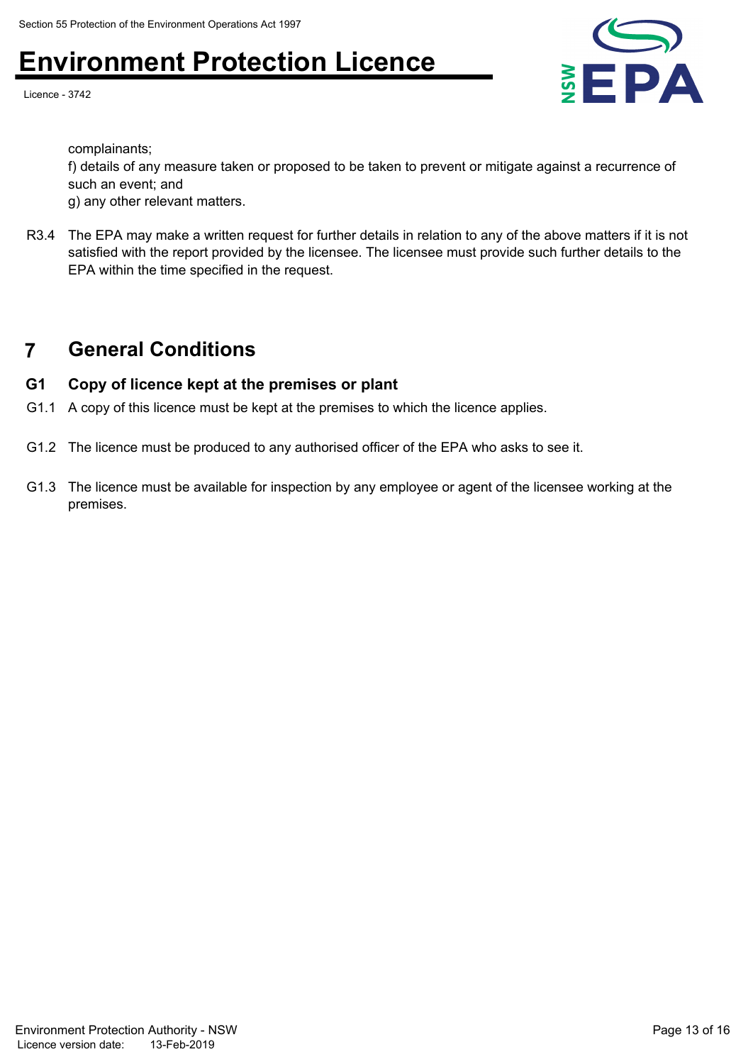complainants;

f) details of any measure taken or proposed to be taken to prevent or mitigate against a recurrence of such an event; and

g) any other relevant matters.

R3.4 The EPA may make a written request for further details in relation to any of the above matters if it is not satisfied with the report provided by the licensee. The licensee must provide such further details to the EPA within the time specified in the request.

# 7 General Conditions

## G1 Copy of licence kept at the premises or plant

G1.1 A copy of this licence must be kept at the premises to which the licence applies.

G1.2 The licence must be produced to any authorised officer of the EPA who asks to see it.

G1.3 The licence must be available for inspection by any employee or agent of the licensee working at the premises.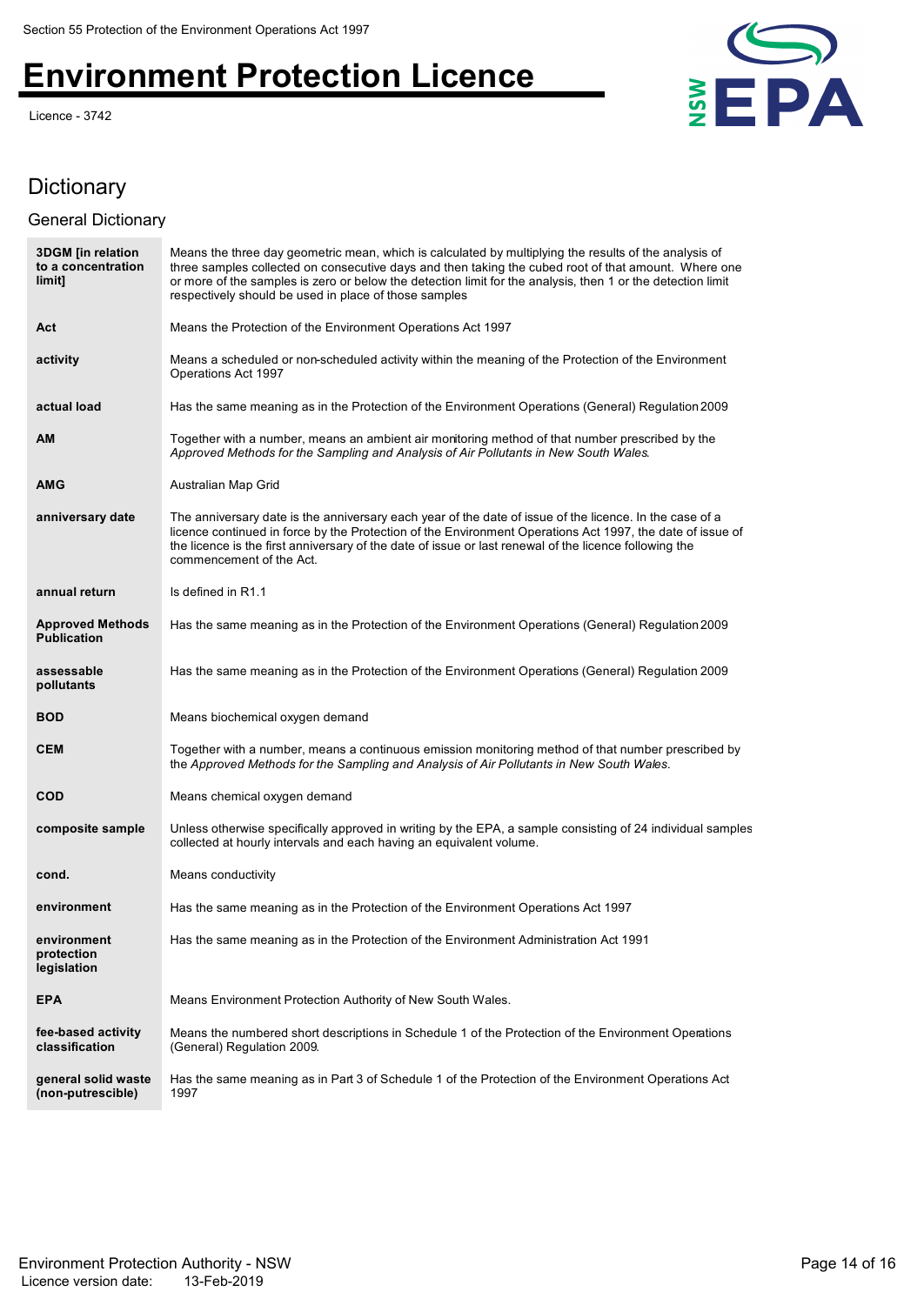# Dictionary

## General Dictionary

| | |
|---|---|
| **3DGM [in relation to a concentration limit]** | Means the three day geometric mean, which is calculated by multiplying the results of the analysis of three samples collected on consecutive days and then taking the cubed root of that amount. Where one or more of the samples is zero or below the detection limit for the analysis, then 1 or the detection limit respectively should be used in place of those samples |
| **Act** | Means the Protection of the Environment Operations Act 1997 |
| **activity** | Means a scheduled or non-scheduled activity within the meaning of the Protection of the Environment Operations Act 1997 |
| **actual load** | Has the same meaning as in the Protection of the Environment Operations (General) Regulation 2009 |
| **AM** | Together with a number, means an ambient air monitoring method of that number prescribed by the *Approved Methods for the Sampling and Analysis of Air Pollutants in New South Wales*. |
| **AMG** | Australian Map Grid |
| **anniversary date** | The anniversary date is the anniversary each year of the date of issue of the licence. In the case of a licence continued in force by the Protection of the Environment Operations Act 1997, the date of issue of the licence is the first anniversary of the date of issue or last renewal of the licence following the commencement of the Act. |
| **annual return** | Is defined in R1.1 |
| **Approved Methods Publication** | Has the same meaning as in the Protection of the Environment Operations (General) Regulation 2009 |
| **assessable pollutants** | Has the same meaning as in the Protection of the Environment Operations (General) Regulation 2009 |
| **BOD** | Means biochemical oxygen demand |
| **CEM** | Together with a number, means a continuous emission monitoring method of that number prescribed by the *Approved Methods for the Sampling and Analysis of Air Pollutants in New South Wales*. |
| **COD** | Means chemical oxygen demand |
| **composite sample** | Unless otherwise specifically approved in writing by the EPA, a sample consisting of 24 individual samples collected at hourly intervals and each having an equivalent volume. |
| **cond.** | Means conductivity |
| **environment** | Has the same meaning as in the Protection of the Environment Operations Act 1997 |
| **environment protection legislation** | Has the same meaning as in the Protection of the Environment Administration Act 1991 |
| **EPA** | Means Environment Protection Authority of New South Wales. |
| **fee-based activity classification** | Means the numbered short descriptions in Schedule 1 of the Protection of the Environment Operations (General) Regulation 2009. |
| **general solid waste (non-putrescible)** | Has the same meaning as in Part 3 of Schedule 1 of the Protection of the Environment Operations Act 1997 |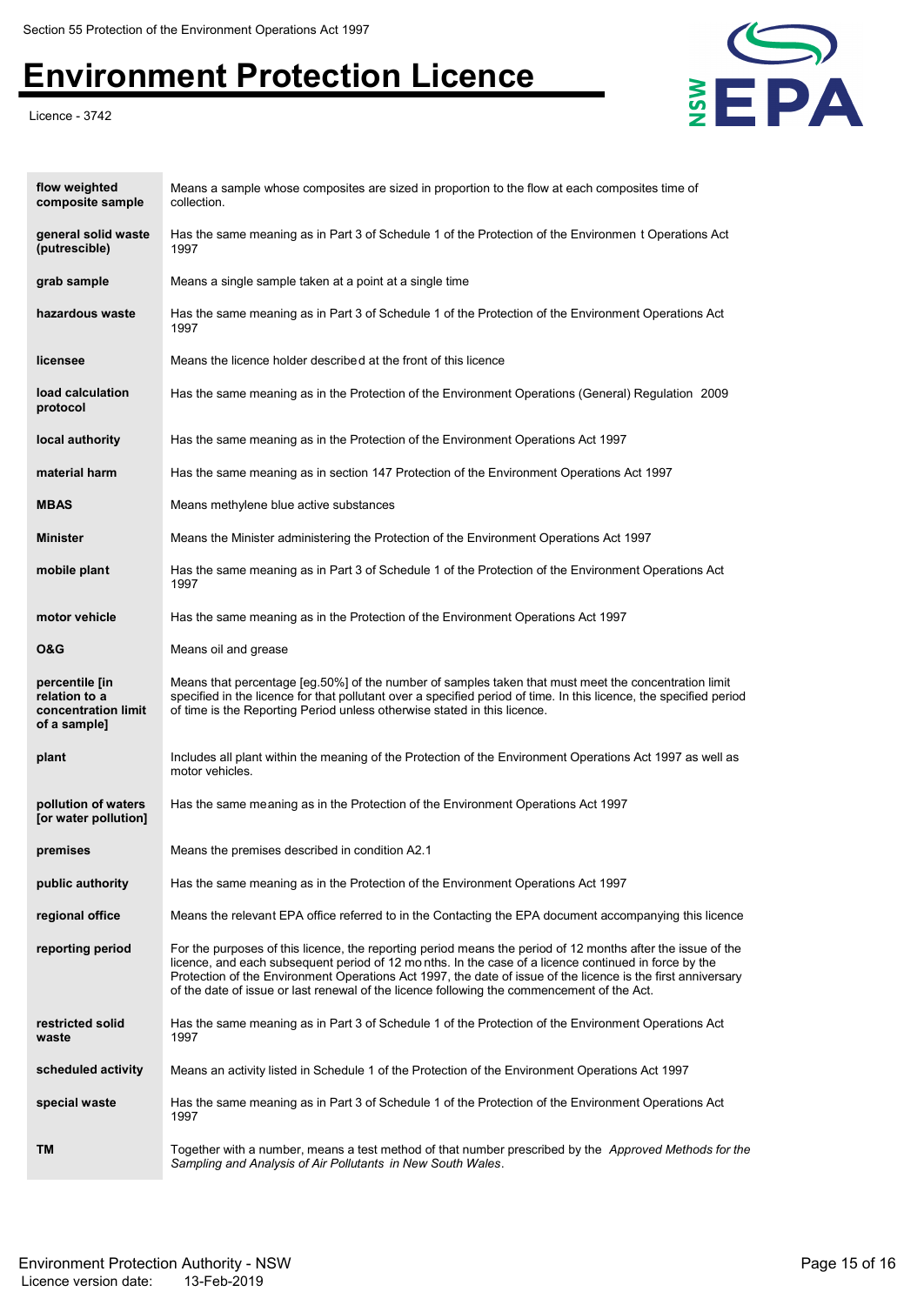| | |
|---|---|
| **flow weighted composite sample** | Means a sample whose composites are sized in proportion to the flow at each composites time of collection. |
| **general solid waste (putrescible)** | Has the same meaning as in Part 3 of Schedule 1 of the Protection of the Environmen t Operations Act 1997 |
| **grab sample** | Means a single sample taken at a point at a single time |
| **hazardous waste** | Has the same meaning as in Part 3 of Schedule 1 of the Protection of the Environment Operations Act 1997 |
| **licensee** | Means the licence holder described at the front of this licence |
| **load calculation protocol** | Has the same meaning as in the Protection of the Environment Operations (General) Regulation 2009 |
| **local authority** | Has the same meaning as in the Protection of the Environment Operations Act 1997 |
| **material harm** | Has the same meaning as in section 147 Protection of the Environment Operations Act 1997 |
| **MBAS** | Means methylene blue active substances |
| **Minister** | Means the Minister administering the Protection of the Environment Operations Act 1997 |
| **mobile plant** | Has the same meaning as in Part 3 of Schedule 1 of the Protection of the Environment Operations Act 1997 |
| **motor vehicle** | Has the same meaning as in the Protection of the Environment Operations Act 1997 |
| **O&G** | Means oil and grease |
| **percentile [in relation to a concentration limit of a sample]** | Means that percentage [eg.50%] of the number of samples taken that must meet the concentration limit specified in the licence for that pollutant over a specified period of time. In this licence, the specified period of time is the Reporting Period unless otherwise stated in this licence. |
| **plant** | Includes all plant within the meaning of the Protection of the Environment Operations Act 1997 as well as motor vehicles. |
| **pollution of waters [or water pollution]** | Has the same meaning as in the Protection of the Environment Operations Act 1997 |
| **premises** | Means the premises described in condition A2.1 |
| **public authority** | Has the same meaning as in the Protection of the Environment Operations Act 1997 |
| **regional office** | Means the relevant EPA office referred to in the Contacting the EPA document accompanying this licence |
| **reporting period** | For the purposes of this licence, the reporting period means the period of 12 months after the issue of the licence, and each subsequent period of 12 mo nths. In the case of a licence continued in force by the Protection of the Environment Operations Act 1997, the date of issue of the licence is the first anniversary of the date of issue or last renewal of the licence following the commencement of the Act. |
| **restricted solid waste** | Has the same meaning as in Part 3 of Schedule 1 of the Protection of the Environment Operations Act 1997 |
| **scheduled activity** | Means an activity listed in Schedule 1 of the Protection of the Environment Operations Act 1997 |
| **special waste** | Has the same meaning as in Part 3 of Schedule 1 of the Protection of the Environment Operations Act 1997 |
| **TM** | Together with a number, means a test method of that number prescribed by the *Approved Methods for the Sampling and Analysis of Air Pollutants in New South Wales*. |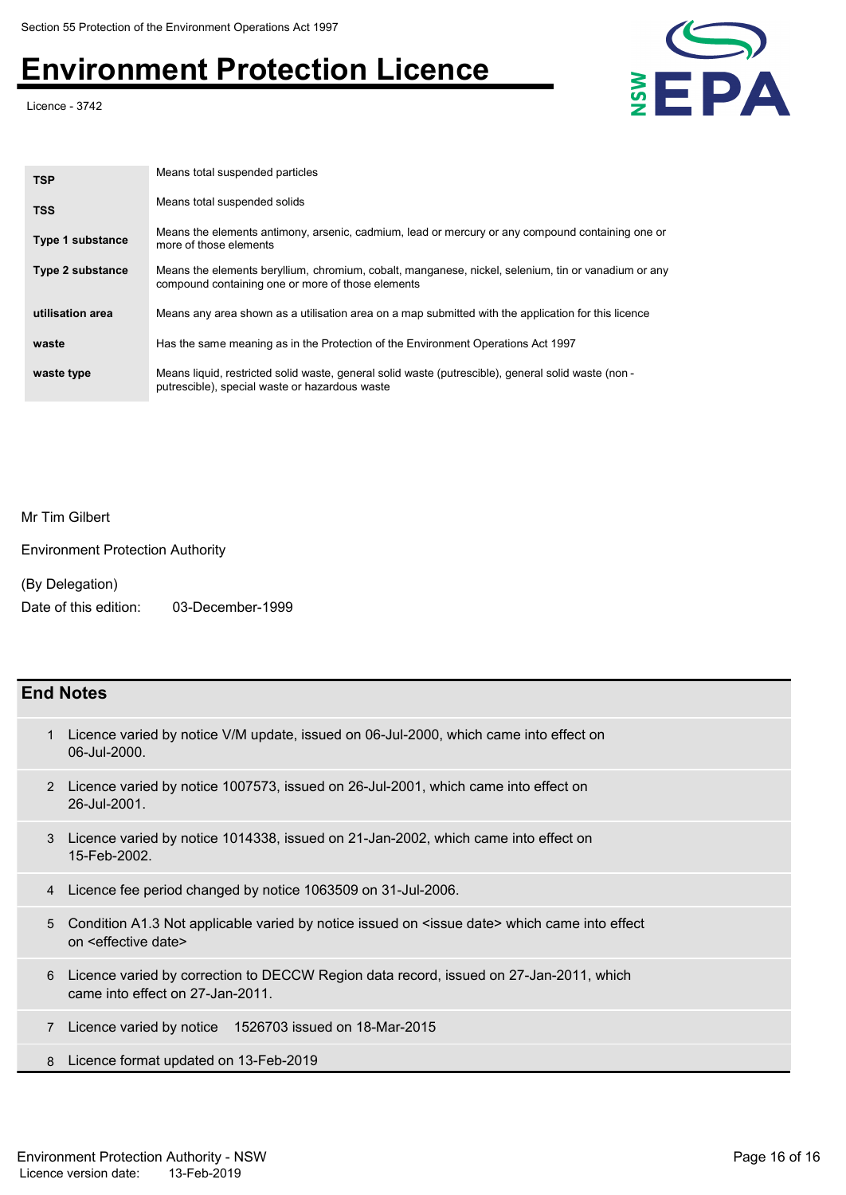| | |
|---|---|
| **TSP** | Means total suspended particles |
| **TSS** | Means total suspended solids |
| **Type 1 substance** | Means the elements antimony, arsenic, cadmium, lead or mercury or any compound containing one or more of those elements |
| **Type 2 substance** | Means the elements beryllium, chromium, cobalt, manganese, nickel, selenium, tin or vanadium or any compound containing one or more of those elements |
| **utilisation area** | Means any area shown as a utilisation area on a map submitted with the application for this licence |
| **waste** | Has the same meaning as in the Protection of the Environment Operations Act 1997 |
| **waste type** | Means liquid, restricted solid waste, general solid waste (putrescible), general solid waste (non - putrescible), special waste or hazardous waste |

Mr Tim Gilbert

Environment Protection Authority

(By Delegation)

Date of this edition: 03-December-1999

## End Notes

1. Licence varied by notice V/M update, issued on 06-Jul-2000, which came into effect on 06-Jul-2000.
2. Licence varied by notice 1007573, issued on 26-Jul-2001, which came into effect on 26-Jul-2001.
3. Licence varied by notice 1014338, issued on 21-Jan-2002, which came into effect on 15-Feb-2002.
4. Licence fee period changed by notice 1063509 on 31-Jul-2006.
5. Condition A1.3 Not applicable varied by notice issued on <issue date> which came into effect on <effective date>
6. Licence varied by correction to DECCW Region data record, issued on 27-Jan-2011, which came into effect on 27-Jan-2011.
7. Licence varied by notice 1526703 issued on 18-Mar-2015
8. Licence format updated on 13-Feb-2019